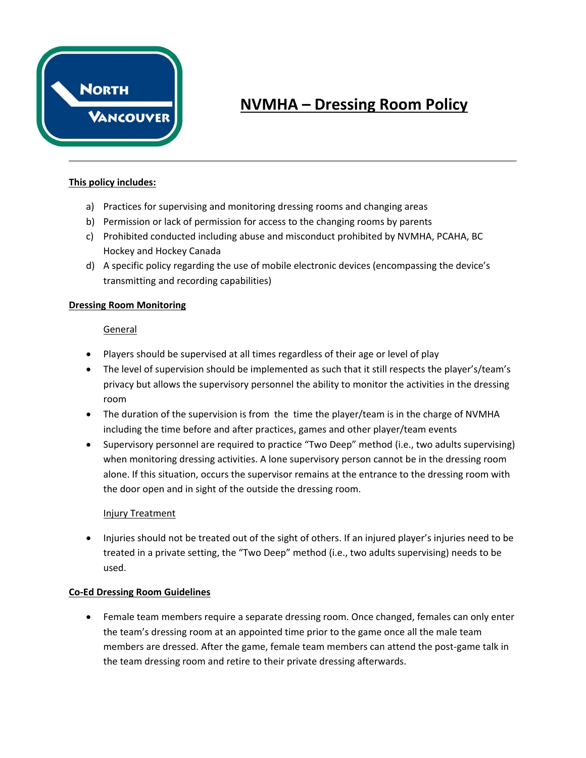# NVMHA – Dressing Room Policy

**This policy includes:**

a) Practices for supervising and monitoring dressing rooms and changing areas
b) Permission or lack of permission for access to the changing rooms by parents
c) Prohibited conducted including abuse and misconduct prohibited by NVMHA, PCAHA, BC Hockey and Hockey Canada
d) A specific policy regarding the use of mobile electronic devices (encompassing the device's transmitting and recording capabilities)

**Dressing Room Monitoring**

General

- Players should be supervised at all times regardless of their age or level of play
- The level of supervision should be implemented as such that it still respects the player's/team's privacy but allows the supervisory personnel the ability to monitor the activities in the dressing room
- The duration of the supervision is from the time the player/team is in the charge of NVMHA including the time before and after practices, games and other player/team events
- Supervisory personnel are required to practice "Two Deep" method (i.e., two adults supervising) when monitoring dressing activities. A lone supervisory person cannot be in the dressing room alone. If this situation, occurs the supervisor remains at the entrance to the dressing room with the door open and in sight of the outside the dressing room.

Injury Treatment

- Injuries should not be treated out of the sight of others. If an injured player's injuries need to be treated in a private setting, the "Two Deep" method (i.e., two adults supervising) needs to be used.

**Co-Ed Dressing Room Guidelines**

- Female team members require a separate dressing room. Once changed, females can only enter the team's dressing room at an appointed time prior to the game once all the male team members are dressed. After the game, female team members can attend the post-game talk in the team dressing room and retire to their private dressing afterwards.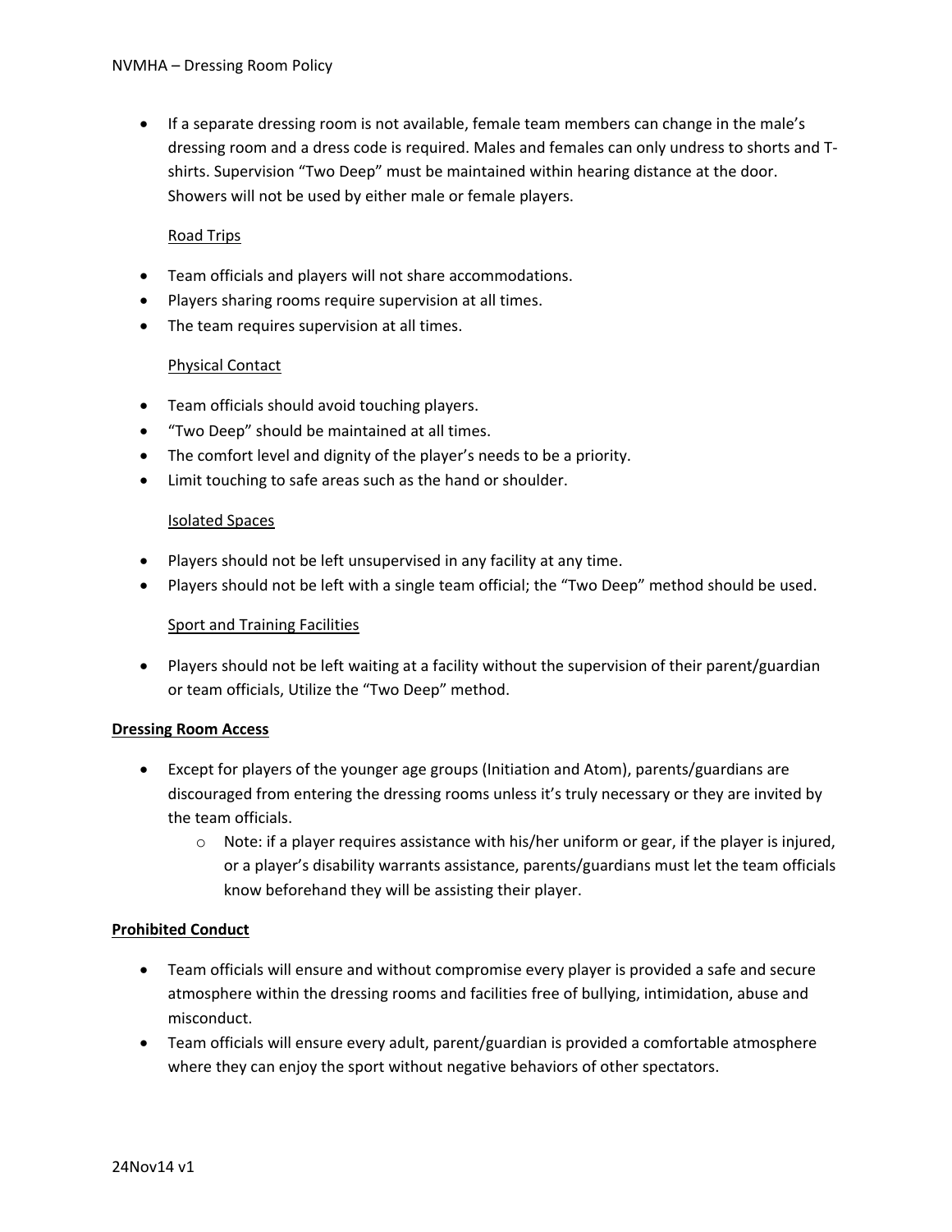- If a separate dressing room is not available, female team members can change in the male's dressing room and a dress code is required. Males and females can only undress to shorts and T-shirts. Supervision "Two Deep" must be maintained within hearing distance at the door. Showers will not be used by either male or female players.

<u>Road Trips</u>

- Team officials and players will not share accommodations.
- Players sharing rooms require supervision at all times.
- The team requires supervision at all times.

<u>Physical Contact</u>

- Team officials should avoid touching players.
- "Two Deep" should be maintained at all times.
- The comfort level and dignity of the player's needs to be a priority.
- Limit touching to safe areas such as the hand or shoulder.

<u>Isolated Spaces</u>

- Players should not be left unsupervised in any facility at any time.
- Players should not be left with a single team official; the "Two Deep" method should be used.

<u>Sport and Training Facilities</u>

- Players should not be left waiting at a facility without the supervision of their parent/guardian or team officials, Utilize the "Two Deep" method.

**<u>Dressing Room Access</u>**

- Except for players of the younger age groups (Initiation and Atom), parents/guardians are discouraged from entering the dressing rooms unless it's truly necessary or they are invited by the team officials.
  - Note: if a player requires assistance with his/her uniform or gear, if the player is injured, or a player's disability warrants assistance, parents/guardians must let the team officials know beforehand they will be assisting their player.

**<u>Prohibited Conduct</u>**

- Team officials will ensure and without compromise every player is provided a safe and secure atmosphere within the dressing rooms and facilities free of bullying, intimidation, abuse and misconduct.
- Team officials will ensure every adult, parent/guardian is provided a comfortable atmosphere where they can enjoy the sport without negative behaviors of other spectators.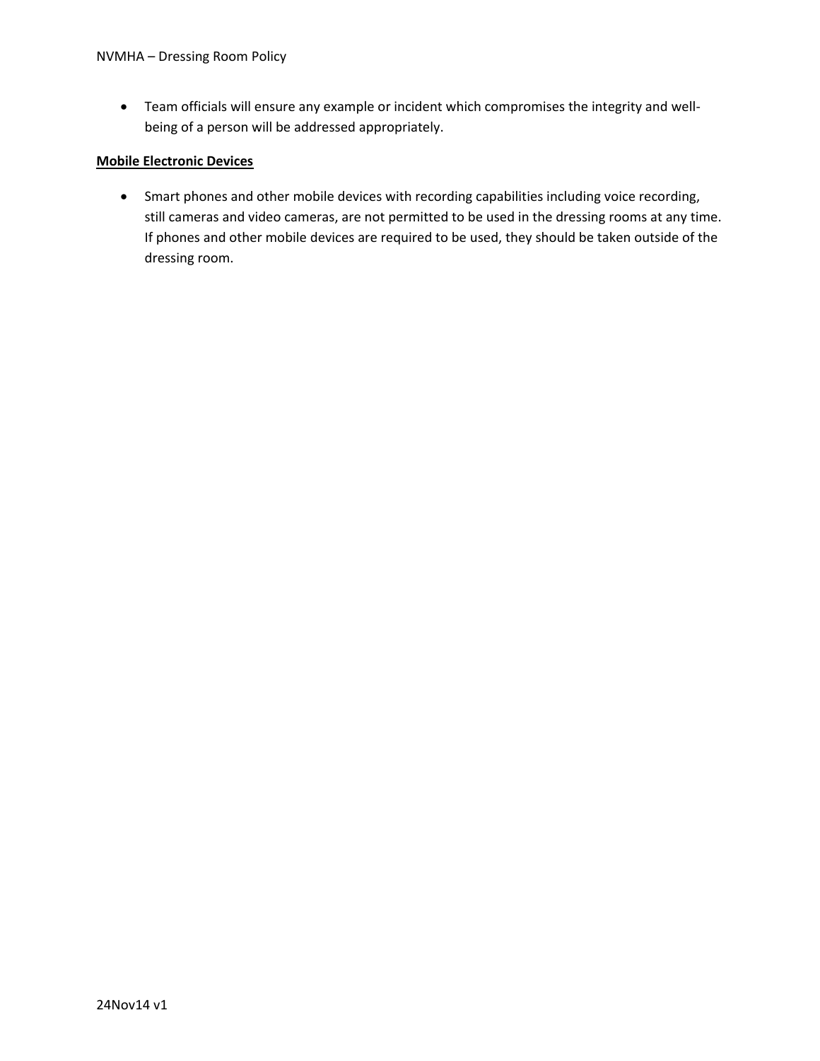- Team officials will ensure any example or incident which compromises the integrity and well-being of a person will be addressed appropriately.

**Mobile Electronic Devices**

- Smart phones and other mobile devices with recording capabilities including voice recording, still cameras and video cameras, are not permitted to be used in the dressing rooms at any time. If phones and other mobile devices are required to be used, they should be taken outside of the dressing room.